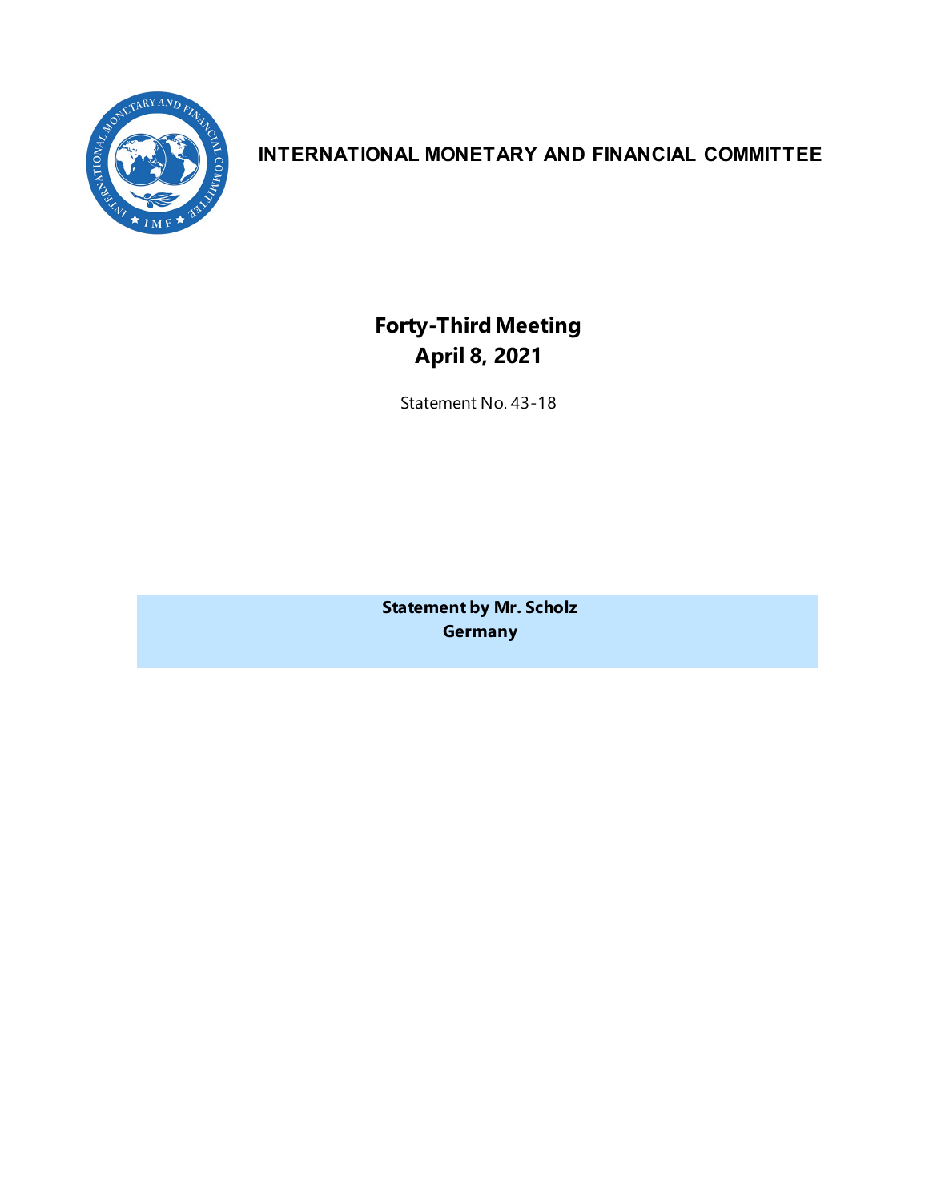**INTERNATIONAL MONETARY AND FINANCIAL COMMITTEE**

# Forty-Third Meeting
## April 8, 2021

Statement No. 43-18

**Statement by Mr. Scholz**
**Germany**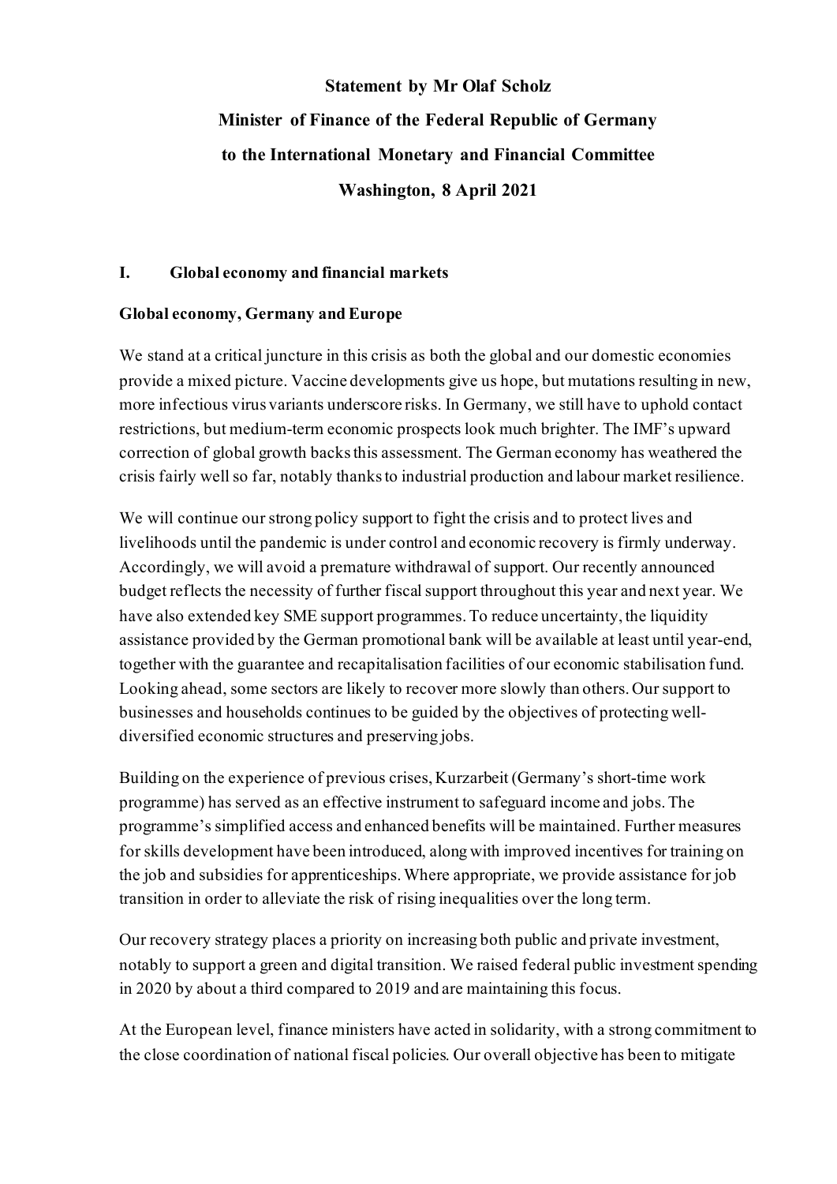**Statement by Mr Olaf Scholz**

**Minister of Finance of the Federal Republic of Germany**

**to the International Monetary and Financial Committee**

**Washington, 8 April 2021**

## I. Global economy and financial markets

### Global economy, Germany and Europe

We stand at a critical juncture in this crisis as both the global and our domestic economies provide a mixed picture. Vaccine developments give us hope, but mutations resulting in new, more infectious virus variants underscore risks. In Germany, we still have to uphold contact restrictions, but medium-term economic prospects look much brighter. The IMF's upward correction of global growth backs this assessment. The German economy has weathered the crisis fairly well so far, notably thanks to industrial production and labour market resilience.

We will continue our strong policy support to fight the crisis and to protect lives and livelihoods until the pandemic is under control and economic recovery is firmly underway. Accordingly, we will avoid a premature withdrawal of support. Our recently announced budget reflects the necessity of further fiscal support throughout this year and next year. We have also extended key SME support programmes. To reduce uncertainty, the liquidity assistance provided by the German promotional bank will be available at least until year-end, together with the guarantee and recapitalisation facilities of our economic stabilisation fund. Looking ahead, some sectors are likely to recover more slowly than others. Our support to businesses and households continues to be guided by the objectives of protecting well-diversified economic structures and preserving jobs.

Building on the experience of previous crises, Kurzarbeit (Germany's short-time work programme) has served as an effective instrument to safeguard income and jobs. The programme's simplified access and enhanced benefits will be maintained. Further measures for skills development have been introduced, along with improved incentives for training on the job and subsidies for apprenticeships. Where appropriate, we provide assistance for job transition in order to alleviate the risk of rising inequalities over the long term.

Our recovery strategy places a priority on increasing both public and private investment, notably to support a green and digital transition. We raised federal public investment spending in 2020 by about a third compared to 2019 and are maintaining this focus.

At the European level, finance ministers have acted in solidarity, with a strong commitment to the close coordination of national fiscal policies. Our overall objective has been to mitigate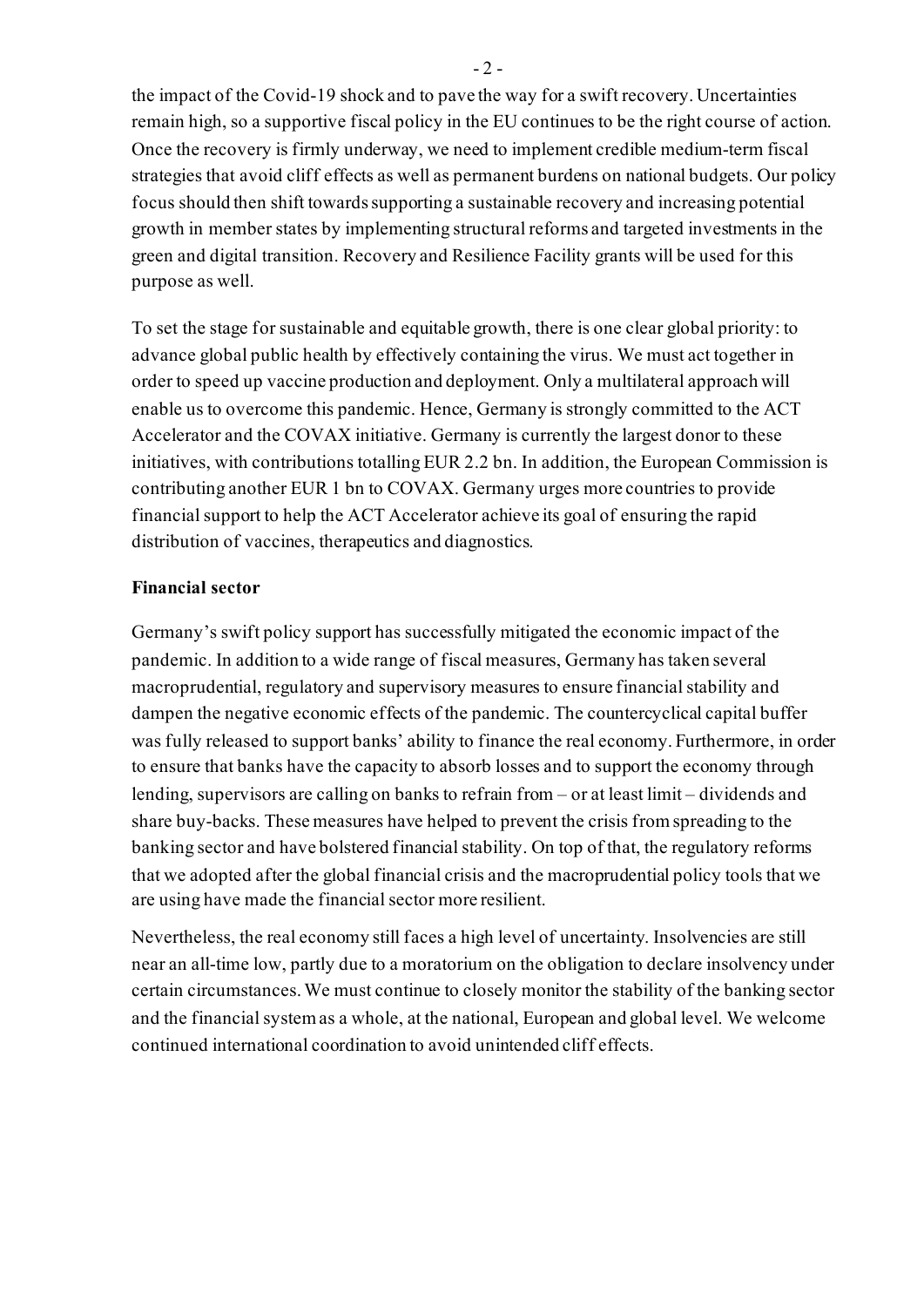the impact of the Covid-19 shock and to pave the way for a swift recovery. Uncertainties remain high, so a supportive fiscal policy in the EU continues to be the right course of action. Once the recovery is firmly underway, we need to implement credible medium-term fiscal strategies that avoid cliff effects as well as permanent burdens on national budgets. Our policy focus should then shift towards supporting a sustainable recovery and increasing potential growth in member states by implementing structural reforms and targeted investments in the green and digital transition. Recovery and Resilience Facility grants will be used for this purpose as well.

To set the stage for sustainable and equitable growth, there is one clear global priority: to advance global public health by effectively containing the virus. We must act together in order to speed up vaccine production and deployment. Only a multilateral approach will enable us to overcome this pandemic. Hence, Germany is strongly committed to the ACT Accelerator and the COVAX initiative. Germany is currently the largest donor to these initiatives, with contributions totalling EUR 2.2 bn. In addition, the European Commission is contributing another EUR 1 bn to COVAX. Germany urges more countries to provide financial support to help the ACT Accelerator achieve its goal of ensuring the rapid distribution of vaccines, therapeutics and diagnostics.

**Financial sector**

Germany's swift policy support has successfully mitigated the economic impact of the pandemic. In addition to a wide range of fiscal measures, Germany has taken several macroprudential, regulatory and supervisory measures to ensure financial stability and dampen the negative economic effects of the pandemic. The countercyclical capital buffer was fully released to support banks' ability to finance the real economy. Furthermore, in order to ensure that banks have the capacity to absorb losses and to support the economy through lending, supervisors are calling on banks to refrain from – or at least limit – dividends and share buy-backs. These measures have helped to prevent the crisis from spreading to the banking sector and have bolstered financial stability. On top of that, the regulatory reforms that we adopted after the global financial crisis and the macroprudential policy tools that we are using have made the financial sector more resilient.

Nevertheless, the real economy still faces a high level of uncertainty. Insolvencies are still near an all-time low, partly due to a moratorium on the obligation to declare insolvency under certain circumstances. We must continue to closely monitor the stability of the banking sector and the financial system as a whole, at the national, European and global level. We welcome continued international coordination to avoid unintended cliff effects.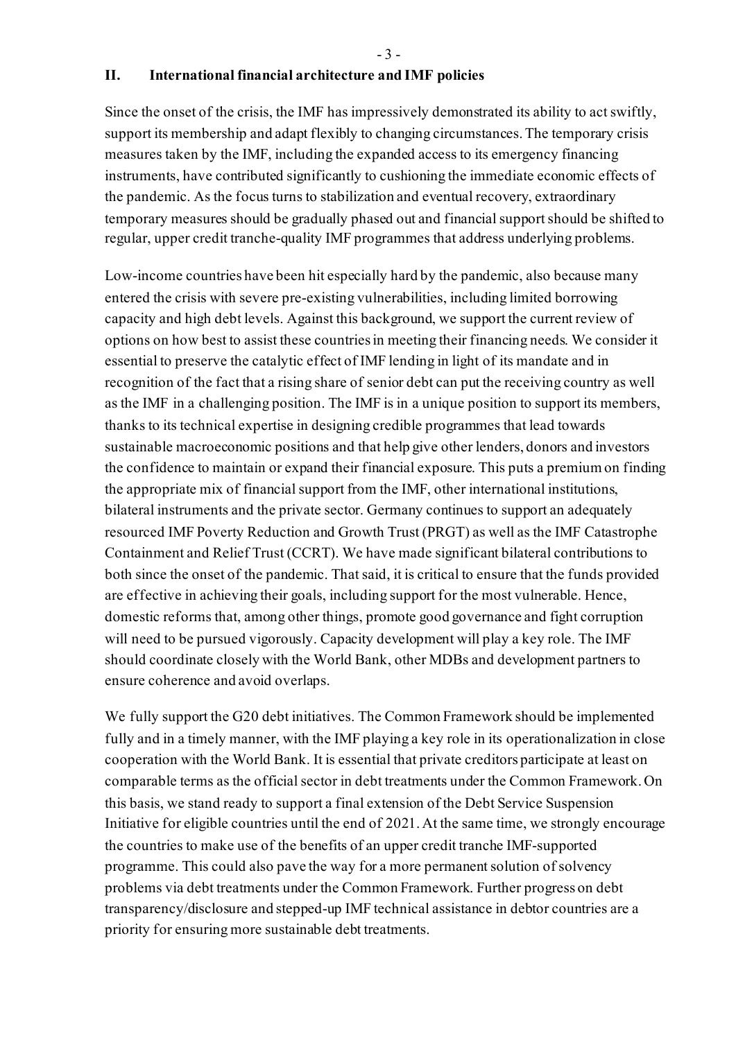## II. International financial architecture and IMF policies

Since the onset of the crisis, the IMF has impressively demonstrated its ability to act swiftly, support its membership and adapt flexibly to changing circumstances. The temporary crisis measures taken by the IMF, including the expanded access to its emergency financing instruments, have contributed significantly to cushioning the immediate economic effects of the pandemic. As the focus turns to stabilization and eventual recovery, extraordinary temporary measures should be gradually phased out and financial support should be shifted to regular, upper credit tranche-quality IMF programmes that address underlying problems.

Low-income countries have been hit especially hard by the pandemic, also because many entered the crisis with severe pre-existing vulnerabilities, including limited borrowing capacity and high debt levels. Against this background, we support the current review of options on how best to assist these countries in meeting their financing needs. We consider it essential to preserve the catalytic effect of IMF lending in light of its mandate and in recognition of the fact that a rising share of senior debt can put the receiving country as well as the IMF in a challenging position. The IMF is in a unique position to support its members, thanks to its technical expertise in designing credible programmes that lead towards sustainable macroeconomic positions and that help give other lenders, donors and investors the confidence to maintain or expand their financial exposure. This puts a premium on finding the appropriate mix of financial support from the IMF, other international institutions, bilateral instruments and the private sector. Germany continues to support an adequately resourced IMF Poverty Reduction and Growth Trust (PRGT) as well as the IMF Catastrophe Containment and Relief Trust (CCRT). We have made significant bilateral contributions to both since the onset of the pandemic. That said, it is critical to ensure that the funds provided are effective in achieving their goals, including support for the most vulnerable. Hence, domestic reforms that, among other things, promote good governance and fight corruption will need to be pursued vigorously. Capacity development will play a key role. The IMF should coordinate closely with the World Bank, other MDBs and development partners to ensure coherence and avoid overlaps.

We fully support the G20 debt initiatives. The Common Framework should be implemented fully and in a timely manner, with the IMF playing a key role in its operationalization in close cooperation with the World Bank. It is essential that private creditors participate at least on comparable terms as the official sector in debt treatments under the Common Framework. On this basis, we stand ready to support a final extension of the Debt Service Suspension Initiative for eligible countries until the end of 2021. At the same time, we strongly encourage the countries to make use of the benefits of an upper credit tranche IMF-supported programme. This could also pave the way for a more permanent solution of solvency problems via debt treatments under the Common Framework. Further progress on debt transparency/disclosure and stepped-up IMF technical assistance in debtor countries are a priority for ensuring more sustainable debt treatments.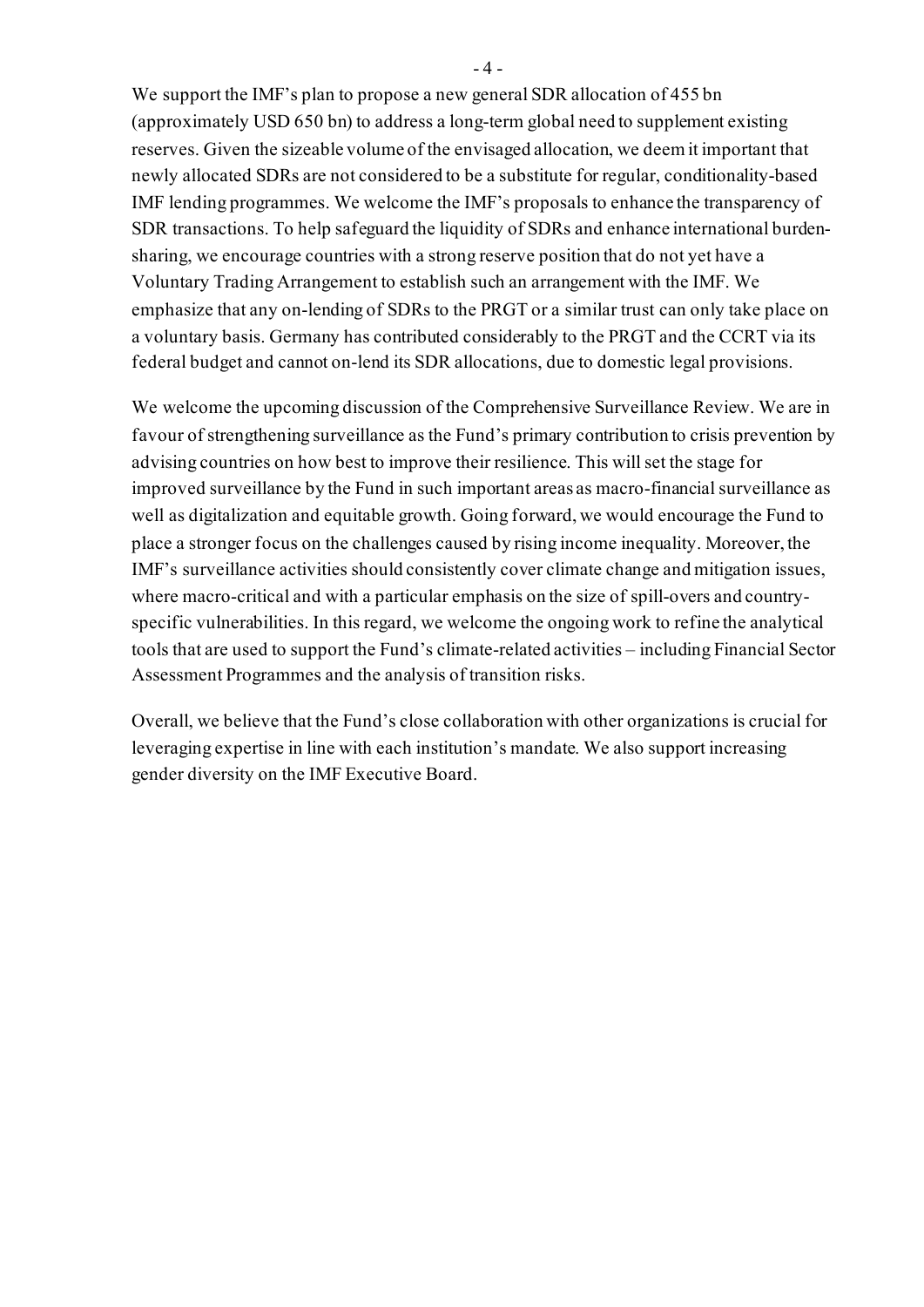We support the IMF's plan to propose a new general SDR allocation of 455 bn (approximately USD 650 bn) to address a long-term global need to supplement existing reserves. Given the sizeable volume of the envisaged allocation, we deem it important that newly allocated SDRs are not considered to be a substitute for regular, conditionality-based IMF lending programmes. We welcome the IMF's proposals to enhance the transparency of SDR transactions. To help safeguard the liquidity of SDRs and enhance international burden-sharing, we encourage countries with a strong reserve position that do not yet have a Voluntary Trading Arrangement to establish such an arrangement with the IMF. We emphasize that any on-lending of SDRs to the PRGT or a similar trust can only take place on a voluntary basis. Germany has contributed considerably to the PRGT and the CCRT via its federal budget and cannot on-lend its SDR allocations, due to domestic legal provisions.

We welcome the upcoming discussion of the Comprehensive Surveillance Review. We are in favour of strengthening surveillance as the Fund's primary contribution to crisis prevention by advising countries on how best to improve their resilience. This will set the stage for improved surveillance by the Fund in such important areas as macro-financial surveillance as well as digitalization and equitable growth. Going forward, we would encourage the Fund to place a stronger focus on the challenges caused by rising income inequality. Moreover, the IMF's surveillance activities should consistently cover climate change and mitigation issues, where macro-critical and with a particular emphasis on the size of spill-overs and country-specific vulnerabilities. In this regard, we welcome the ongoing work to refine the analytical tools that are used to support the Fund's climate-related activities – including Financial Sector Assessment Programmes and the analysis of transition risks.

Overall, we believe that the Fund's close collaboration with other organizations is crucial for leveraging expertise in line with each institution's mandate. We also support increasing gender diversity on the IMF Executive Board.